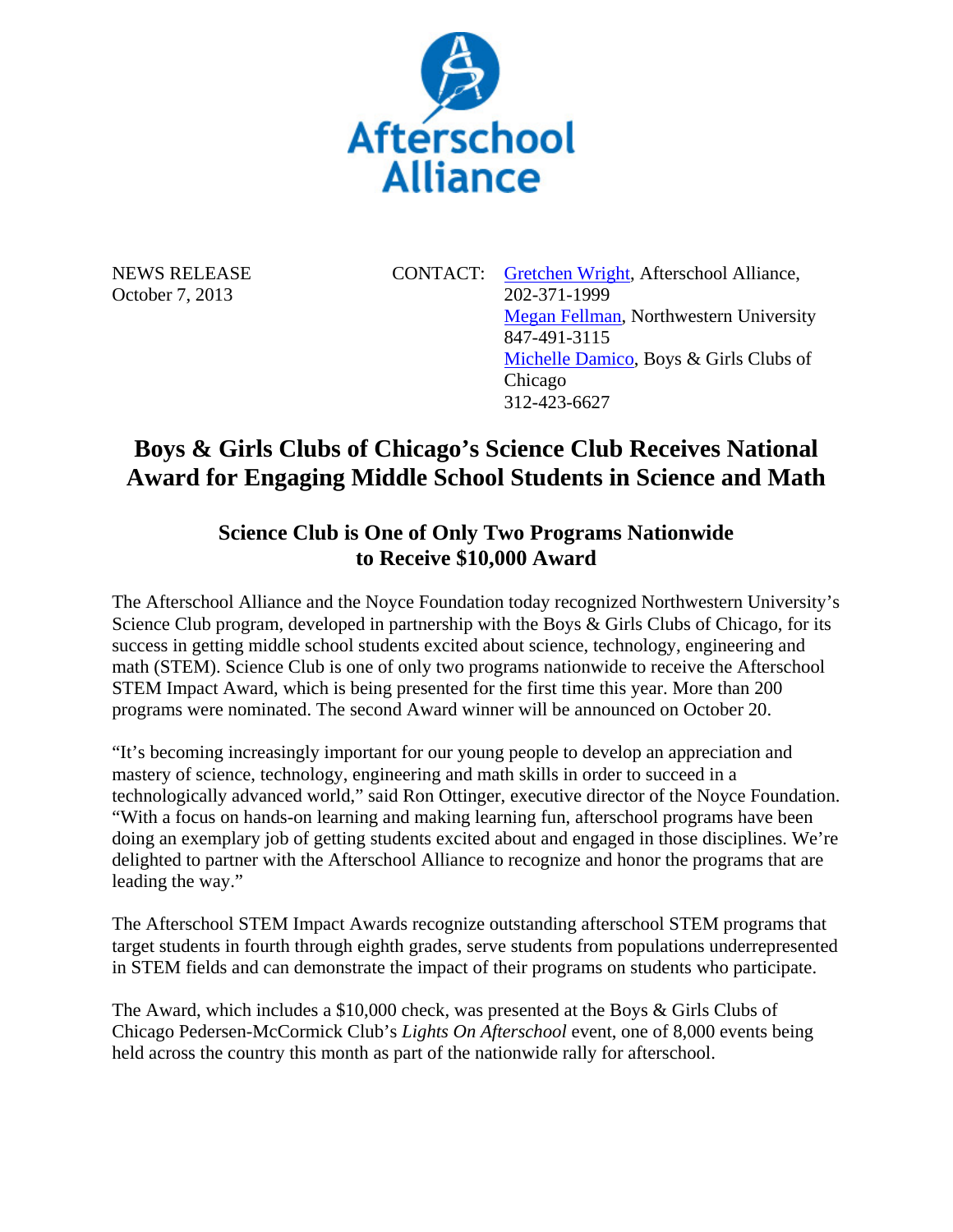Afterschool Alliance

NEWS RELEASE
October 7, 2013

CONTACT: Gretchen Wright, Afterschool Alliance, 202-371-1999
Megan Fellman, Northwestern University 847-491-3115
Michelle Damico, Boys & Girls Clubs of Chicago 312-423-6627

# Boys & Girls Clubs of Chicago's Science Club Receives National Award for Engaging Middle School Students in Science and Math

## Science Club is One of Only Two Programs Nationwide to Receive $10,000 Award

The Afterschool Alliance and the Noyce Foundation today recognized Northwestern University's Science Club program, developed in partnership with the Boys & Girls Clubs of Chicago, for its success in getting middle school students excited about science, technology, engineering and math (STEM). Science Club is one of only two programs nationwide to receive the Afterschool STEM Impact Award, which is being presented for the first time this year. More than 200 programs were nominated. The second Award winner will be announced on October 20.

"It's becoming increasingly important for our young people to develop an appreciation and mastery of science, technology, engineering and math skills in order to succeed in a technologically advanced world," said Ron Ottinger, executive director of the Noyce Foundation. "With a focus on hands-on learning and making learning fun, afterschool programs have been doing an exemplary job of getting students excited about and engaged in those disciplines. We're delighted to partner with the Afterschool Alliance to recognize and honor the programs that are leading the way."

The Afterschool STEM Impact Awards recognize outstanding afterschool STEM programs that target students in fourth through eighth grades, serve students from populations underrepresented in STEM fields and can demonstrate the impact of their programs on students who participate.

The Award, which includes a $10,000 check, was presented at the Boys & Girls Clubs of Chicago Pedersen-McCormick Club's *Lights On Afterschool* event, one of 8,000 events being held across the country this month as part of the nationwide rally for afterschool.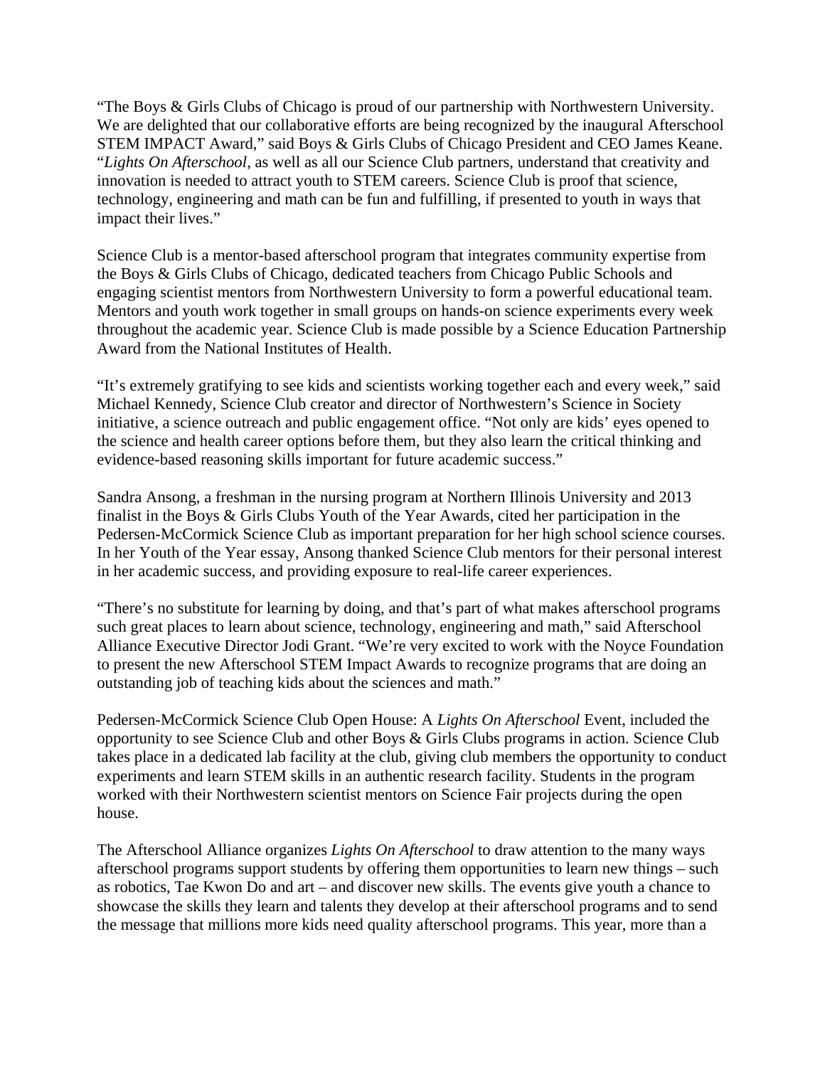"The Boys & Girls Clubs of Chicago is proud of our partnership with Northwestern University. We are delighted that our collaborative efforts are being recognized by the inaugural Afterschool STEM IMPACT Award," said Boys & Girls Clubs of Chicago President and CEO James Keane. "*Lights On Afterschool*, as well as all our Science Club partners, understand that creativity and innovation is needed to attract youth to STEM careers. Science Club is proof that science, technology, engineering and math can be fun and fulfilling, if presented to youth in ways that impact their lives."

Science Club is a mentor-based afterschool program that integrates community expertise from the Boys & Girls Clubs of Chicago, dedicated teachers from Chicago Public Schools and engaging scientist mentors from Northwestern University to form a powerful educational team. Mentors and youth work together in small groups on hands-on science experiments every week throughout the academic year. Science Club is made possible by a Science Education Partnership Award from the National Institutes of Health.

"It's extremely gratifying to see kids and scientists working together each and every week," said Michael Kennedy, Science Club creator and director of Northwestern's Science in Society initiative, a science outreach and public engagement office. "Not only are kids' eyes opened to the science and health career options before them, but they also learn the critical thinking and evidence-based reasoning skills important for future academic success."

Sandra Ansong, a freshman in the nursing program at Northern Illinois University and 2013 finalist in the Boys & Girls Clubs Youth of the Year Awards, cited her participation in the Pedersen-McCormick Science Club as important preparation for her high school science courses. In her Youth of the Year essay, Ansong thanked Science Club mentors for their personal interest in her academic success, and providing exposure to real-life career experiences.

"There's no substitute for learning by doing, and that's part of what makes afterschool programs such great places to learn about science, technology, engineering and math," said Afterschool Alliance Executive Director Jodi Grant. "We're very excited to work with the Noyce Foundation to present the new Afterschool STEM Impact Awards to recognize programs that are doing an outstanding job of teaching kids about the sciences and math."

Pedersen-McCormick Science Club Open House: A *Lights On Afterschool* Event, included the opportunity to see Science Club and other Boys & Girls Clubs programs in action. Science Club takes place in a dedicated lab facility at the club, giving club members the opportunity to conduct experiments and learn STEM skills in an authentic research facility. Students in the program worked with their Northwestern scientist mentors on Science Fair projects during the open house.

The Afterschool Alliance organizes *Lights On Afterschool* to draw attention to the many ways afterschool programs support students by offering them opportunities to learn new things – such as robotics, Tae Kwon Do and art – and discover new skills. The events give youth a chance to showcase the skills they learn and talents they develop at their afterschool programs and to send the message that millions more kids need quality afterschool programs. This year, more than a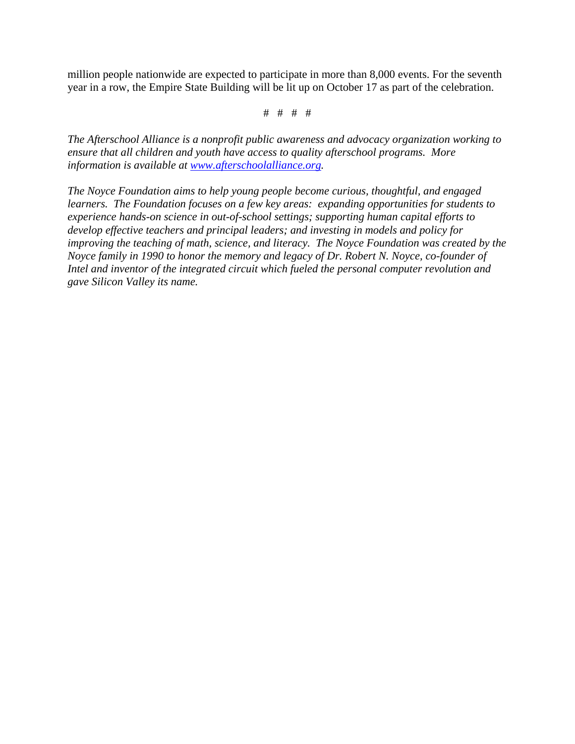million people nationwide are expected to participate in more than 8,000 events. For the seventh year in a row, the Empire State Building will be lit up on October 17 as part of the celebration.

# # # #

*The Afterschool Alliance is a nonprofit public awareness and advocacy organization working to ensure that all children and youth have access to quality afterschool programs. More information is available at [www.afterschoolalliance.org](http://www.afterschoolalliance.org).*

*The Noyce Foundation aims to help young people become curious, thoughtful, and engaged learners. The Foundation focuses on a few key areas: expanding opportunities for students to experience hands-on science in out-of-school settings; supporting human capital efforts to develop effective teachers and principal leaders; and investing in models and policy for improving the teaching of math, science, and literacy. The Noyce Foundation was created by the Noyce family in 1990 to honor the memory and legacy of Dr. Robert N. Noyce, co-founder of Intel and inventor of the integrated circuit which fueled the personal computer revolution and gave Silicon Valley its name.*